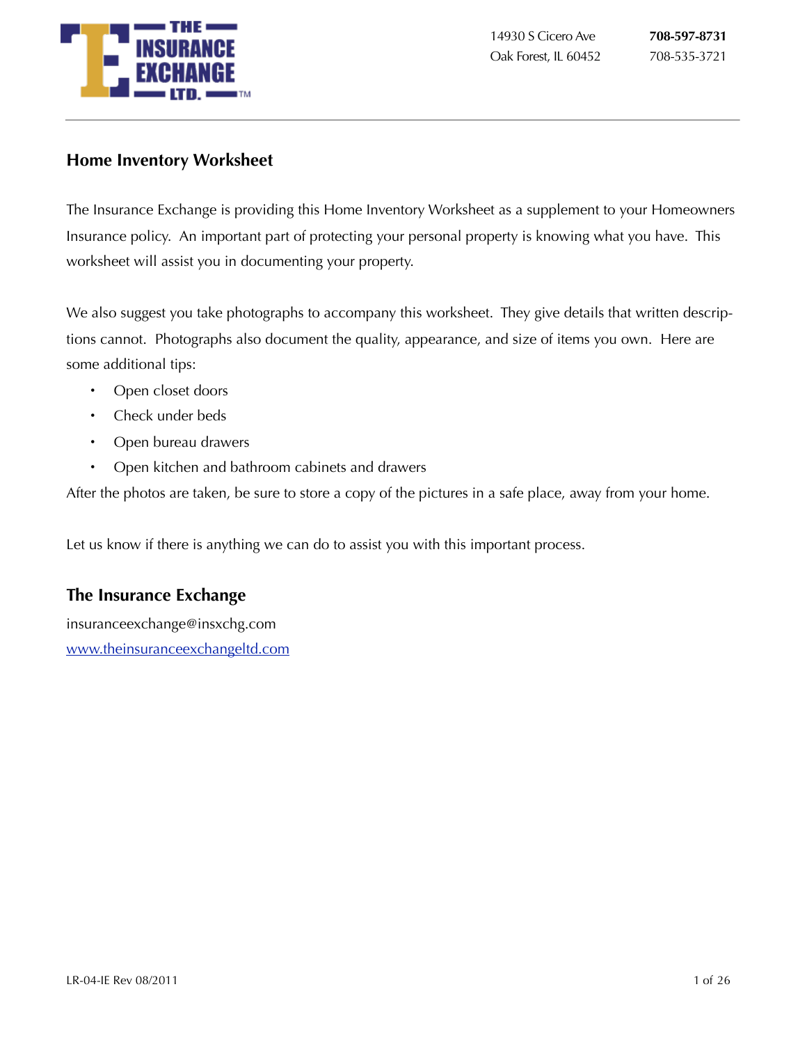THE INSURANCE EXCHANGE LTD.

14930 S Cicero Ave
Oak Forest, IL 60452

**708-597-8731**
708-535-3721

## Home Inventory Worksheet

The Insurance Exchange is providing this Home Inventory Worksheet as a supplement to your Homeowners Insurance policy. An important part of protecting your personal property is knowing what you have. This worksheet will assist you in documenting your property.

We also suggest you take photographs to accompany this worksheet. They give details that written descriptions cannot. Photographs also document the quality, appearance, and size of items you own. Here are some additional tips:

- Open closet doors
- Check under beds
- Open bureau drawers
- Open kitchen and bathroom cabinets and drawers

After the photos are taken, be sure to store a copy of the pictures in a safe place, away from your home.

Let us know if there is anything we can do to assist you with this important process.

## The Insurance Exchange

insuranceexchange@insxchg.com
[www.theinsuranceexchangeltd.com](http://www.theinsuranceexchangeltd.com)

LR-04-IE Rev 08/2011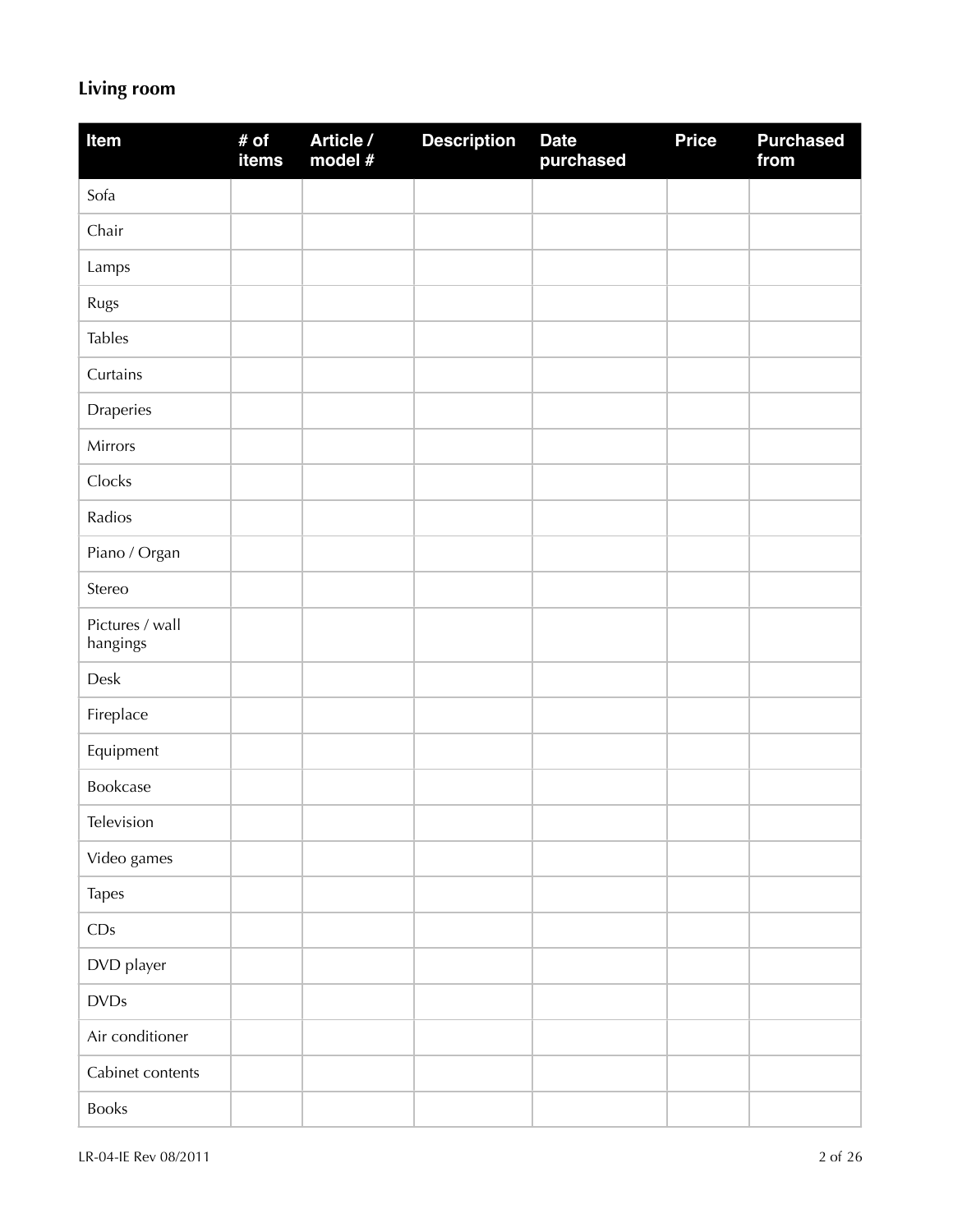## Living room

| Item | # of items | Article / model # | Description | Date purchased | Price | Purchased from |
|---|---|---|---|---|---|---|
| Sofa | | | | | | |
| Chair | | | | | | |
| Lamps | | | | | | |
| Rugs | | | | | | |
| Tables | | | | | | |
| Curtains | | | | | | |
| Draperies | | | | | | |
| Mirrors | | | | | | |
| Clocks | | | | | | |
| Radios | | | | | | |
| Piano / Organ | | | | | | |
| Stereo | | | | | | |
| Pictures / wall hangings | | | | | | |
| Desk | | | | | | |
| Fireplace | | | | | | |
| Equipment | | | | | | |
| Bookcase | | | | | | |
| Television | | | | | | |
| Video games | | | | | | |
| Tapes | | | | | | |
| CDs | | | | | | |
| DVD player | | | | | | |
| DVDs | | | | | | |
| Air conditioner | | | | | | |
| Cabinet contents | | | | | | |
| Books | | | | | | |

LR-04-IE Rev 08/2011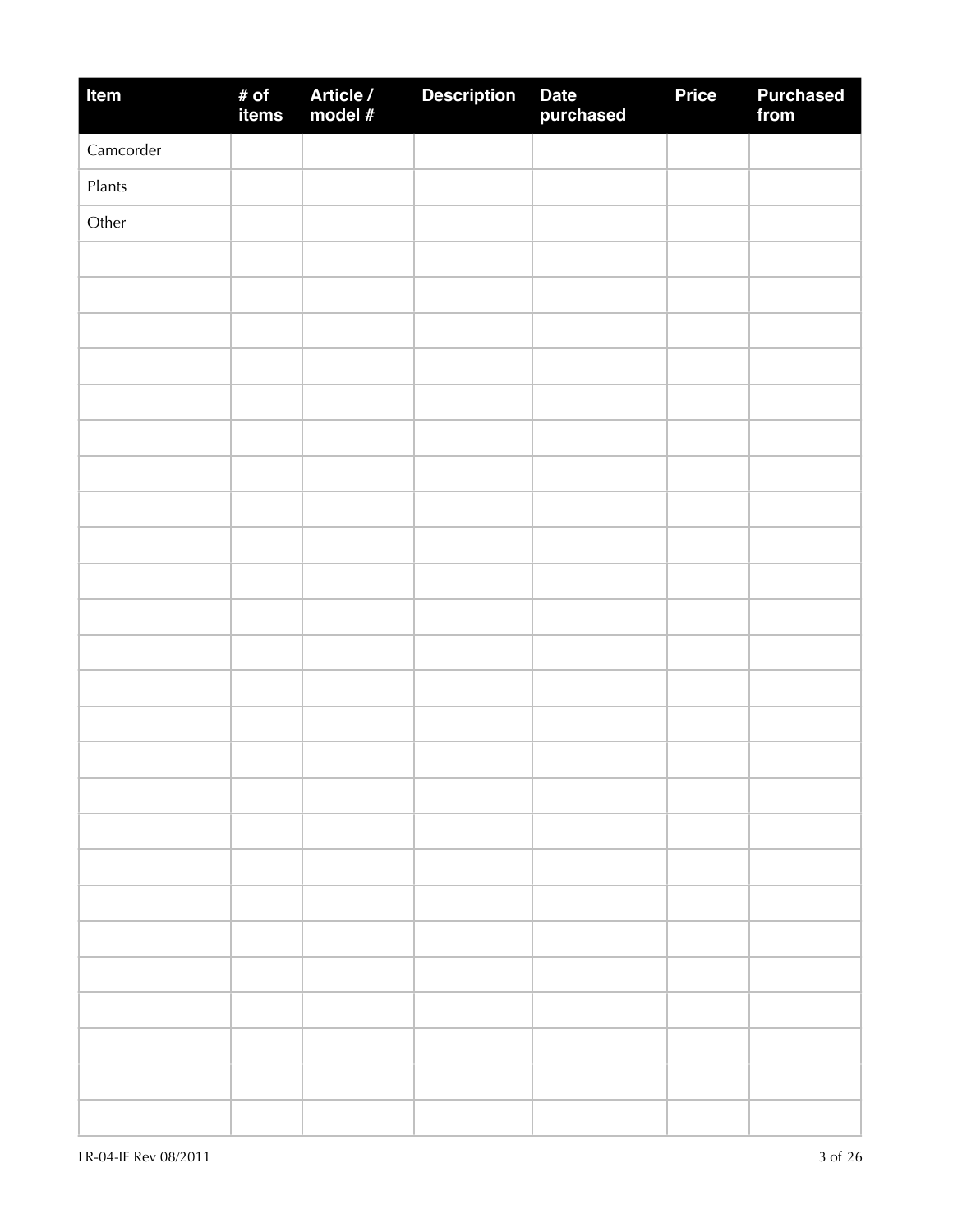| Item | # of items | Article / model # | Description | Date purchased | Price | Purchased from |
|---|---|---|---|---|---|---|
| Camcorder | | | | | | |
| Plants | | | | | | |
| Other | | | | | | |
| | | | | | | |
| | | | | | | |
| | | | | | | |
| | | | | | | |
| | | | | | | |
| | | | | | | |
| | | | | | | |
| | | | | | | |
| | | | | | | |
| | | | | | | |
| | | | | | | |
| | | | | | | |
| | | | | | | |
| | | | | | | |
| | | | | | | |
| | | | | | | |
| | | | | | | |
| | | | | | | |
| | | | | | | |
| | | | | | | |
| | | | | | | |
| | | | | | | |
| | | | | | | |
| | | | | | | |
| | | | | | | |
| | | | | | | |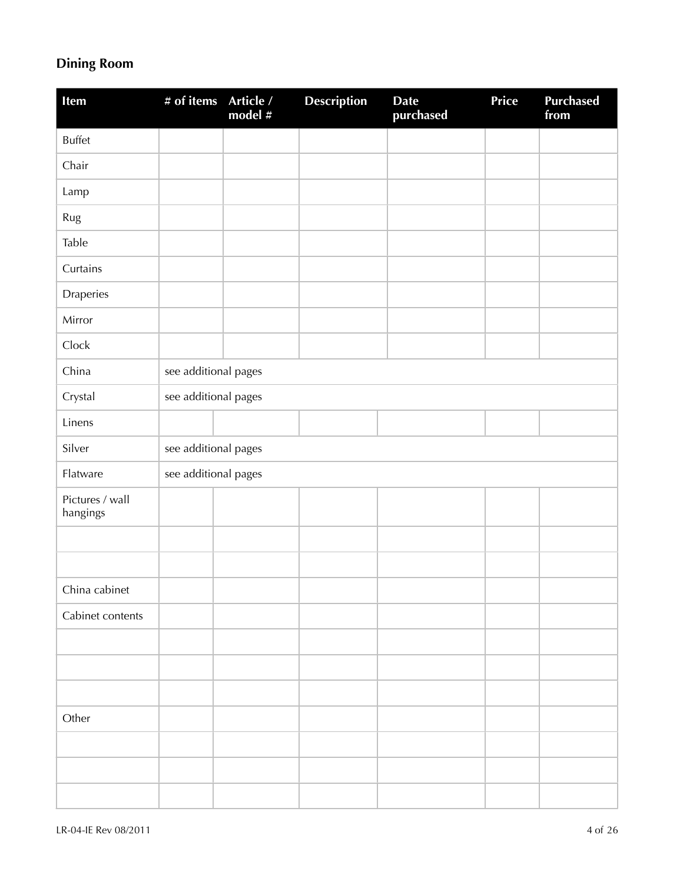## Dining Room

| Item | # of items | Article / model # | Description | Date purchased | Price | Purchased from |
|---|---|---|---|---|---|---|
| Buffet | | | | | | |
| Chair | | | | | | |
| Lamp | | | | | | |
| Rug | | | | | | |
| Table | | | | | | |
| Curtains | | | | | | |
| Draperies | | | | | | |
| Mirror | | | | | | |
| Clock | | | | | | |
| China | see additional pages | | | | | |
| Crystal | see additional pages | | | | | |
| Linens | | | | | | |
| Silver | see additional pages | | | | | |
| Flatware | see additional pages | | | | | |
| Pictures / wall hangings | | | | | | |
| | | | | | | |
| | | | | | | |
| China cabinet | | | | | | |
| Cabinet contents | | | | | | |
| | | | | | | |
| | | | | | | |
| | | | | | | |
| Other | | | | | | |
| | | | | | | |
| | | | | | | |
| | | | | | | |

LR-04-IE Rev 08/2011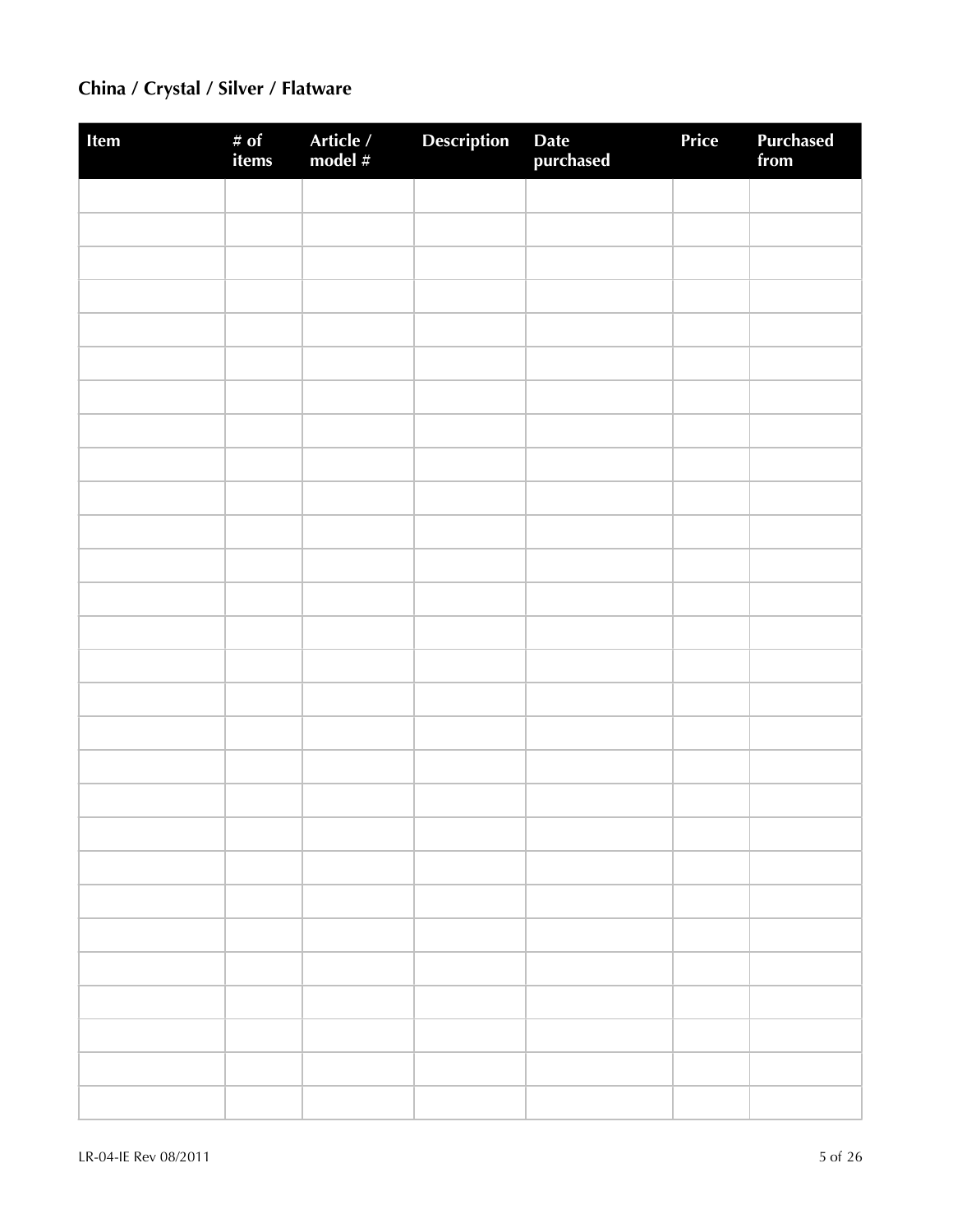## China / Crystal / Silver / Flatware

| Item | # of items | Article / model # | Description | Date purchased | Price | Purchased from |
|---|---|---|---|---|---|---|
| | | | | | | |
| | | | | | | |
| | | | | | | |
| | | | | | | |
| | | | | | | |
| | | | | | | |
| | | | | | | |
| | | | | | | |
| | | | | | | |
| | | | | | | |
| | | | | | | |
| | | | | | | |
| | | | | | | |
| | | | | | | |
| | | | | | | |
| | | | | | | |
| | | | | | | |
| | | | | | | |
| | | | | | | |
| | | | | | | |
| | | | | | | |
| | | | | | | |
| | | | | | | |
| | | | | | | |
| | | | | | | |
| | | | | | | |
| | | | | | | |
| | | | | | | |

LR-04-IE Rev 08/2011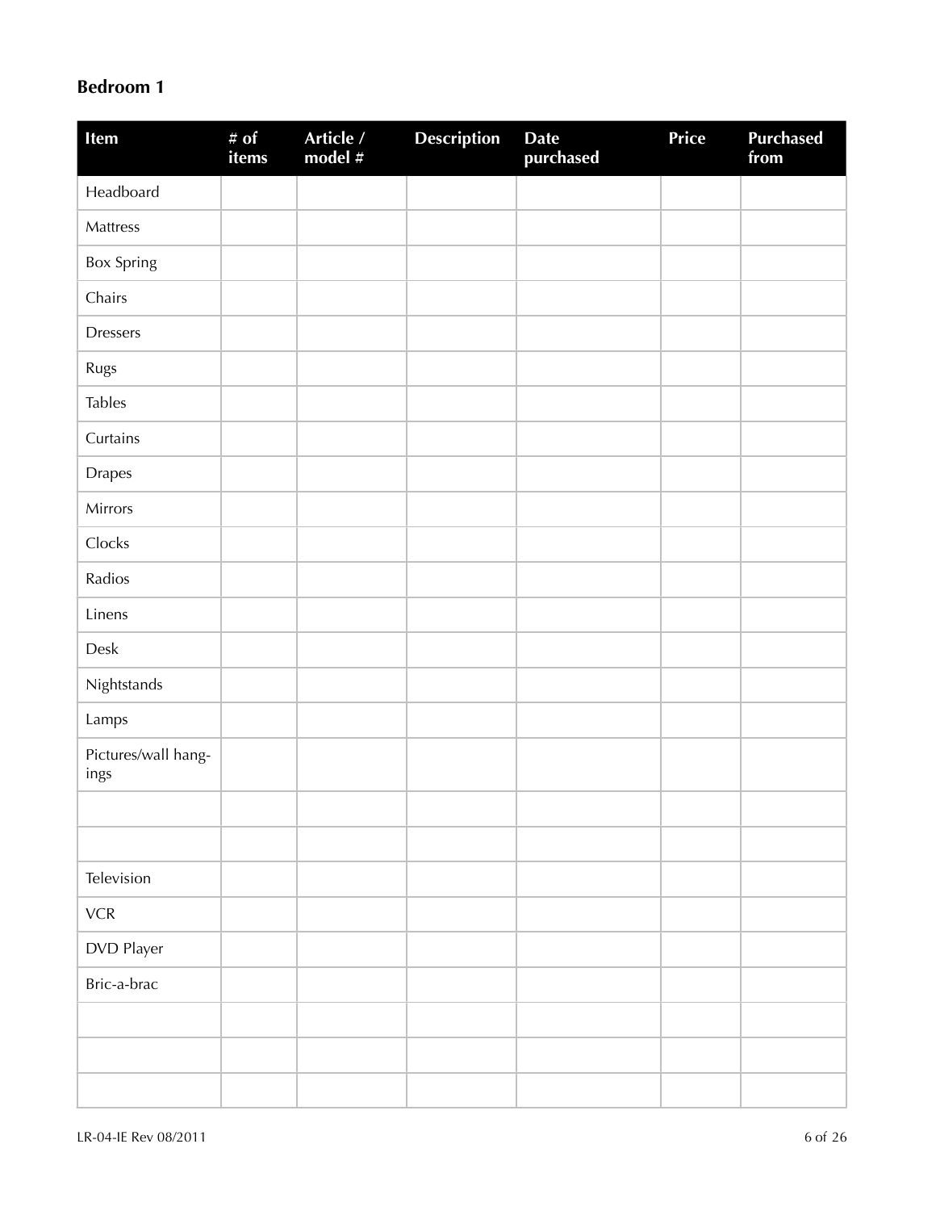## Bedroom 1

| Item | # of items | Article / model # | Description | Date purchased | Price | Purchased from |
|---|---|---|---|---|---|---|
| Headboard | | | | | | |
| Mattress | | | | | | |
| Box Spring | | | | | | |
| Chairs | | | | | | |
| Dressers | | | | | | |
| Rugs | | | | | | |
| Tables | | | | | | |
| Curtains | | | | | | |
| Drapes | | | | | | |
| Mirrors | | | | | | |
| Clocks | | | | | | |
| Radios | | | | | | |
| Linens | | | | | | |
| Desk | | | | | | |
| Nightstands | | | | | | |
| Lamps | | | | | | |
| Pictures/wall hangings | | | | | | |
| | | | | | | |
| | | | | | | |
| Television | | | | | | |
| VCR | | | | | | |
| DVD Player | | | | | | |
| Bric-a-brac | | | | | | |
| | | | | | | |
| | | | | | | |
| | | | | | | |

LR-04-IE Rev 08/2011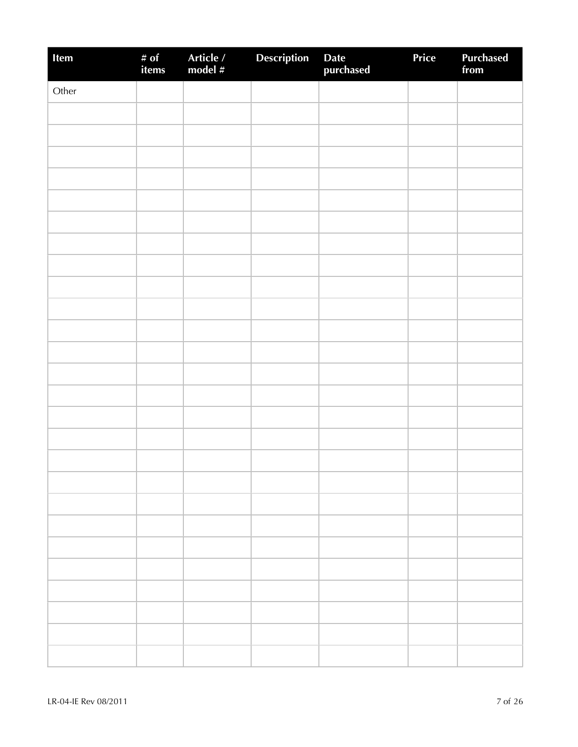| Item | # of items | Article / model # | Description | Date purchased | Price | Purchased from |
|---|---|---|---|---|---|---|
| Other | | | | | | |
| | | | | | | |
| | | | | | | |
| | | | | | | |
| | | | | | | |
| | | | | | | |
| | | | | | | |
| | | | | | | |
| | | | | | | |
| | | | | | | |
| | | | | | | |
| | | | | | | |
| | | | | | | |
| | | | | | | |
| | | | | | | |
| | | | | | | |
| | | | | | | |
| | | | | | | |
| | | | | | | |
| | | | | | | |
| | | | | | | |
| | | | | | | |
| | | | | | | |
| | | | | | | |
| | | | | | | |
| | | | | | | |
| | | | | | | |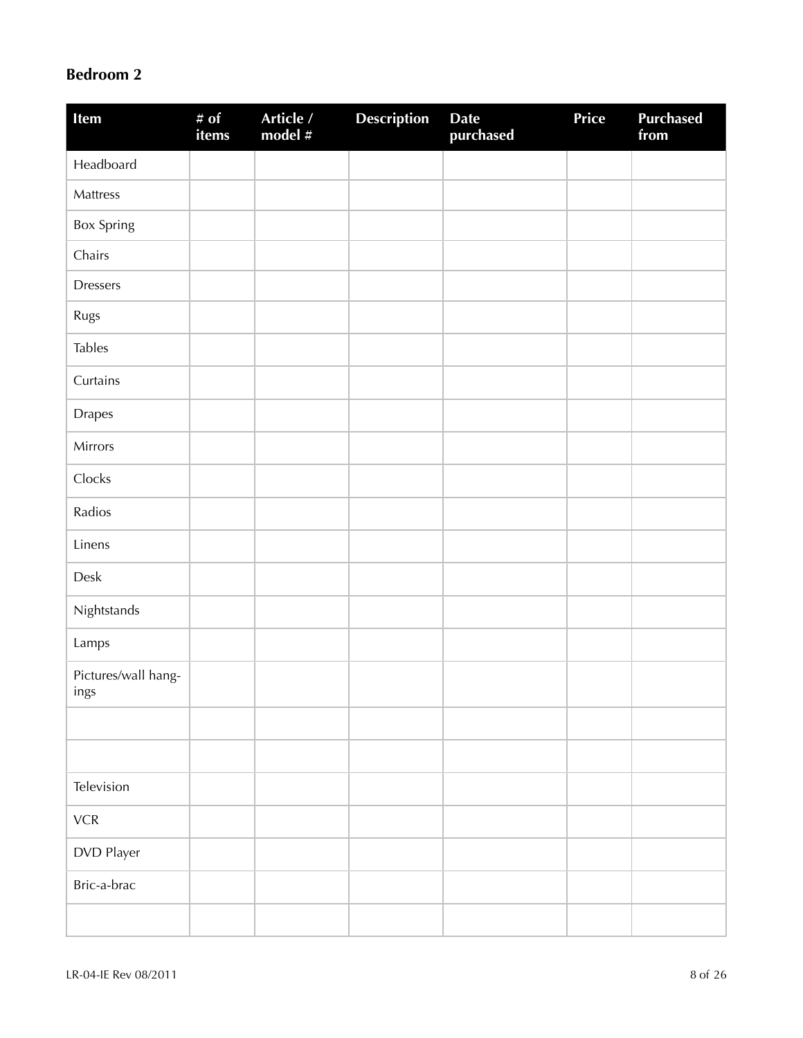## Bedroom 2

| Item | # of items | Article / model # | Description | Date purchased | Price | Purchased from |
|---|---|---|---|---|---|---|
| Headboard | | | | | | |
| Mattress | | | | | | |
| Box Spring | | | | | | |
| Chairs | | | | | | |
| Dressers | | | | | | |
| Rugs | | | | | | |
| Tables | | | | | | |
| Curtains | | | | | | |
| Drapes | | | | | | |
| Mirrors | | | | | | |
| Clocks | | | | | | |
| Radios | | | | | | |
| Linens | | | | | | |
| Desk | | | | | | |
| Nightstands | | | | | | |
| Lamps | | | | | | |
| Pictures/wall hangings | | | | | | |
| | | | | | | |
| | | | | | | |
| Television | | | | | | |
| VCR | | | | | | |
| DVD Player | | | | | | |
| Bric-a-brac | | | | | | |
| | | | | | | |

LR-04-IE Rev 08/2011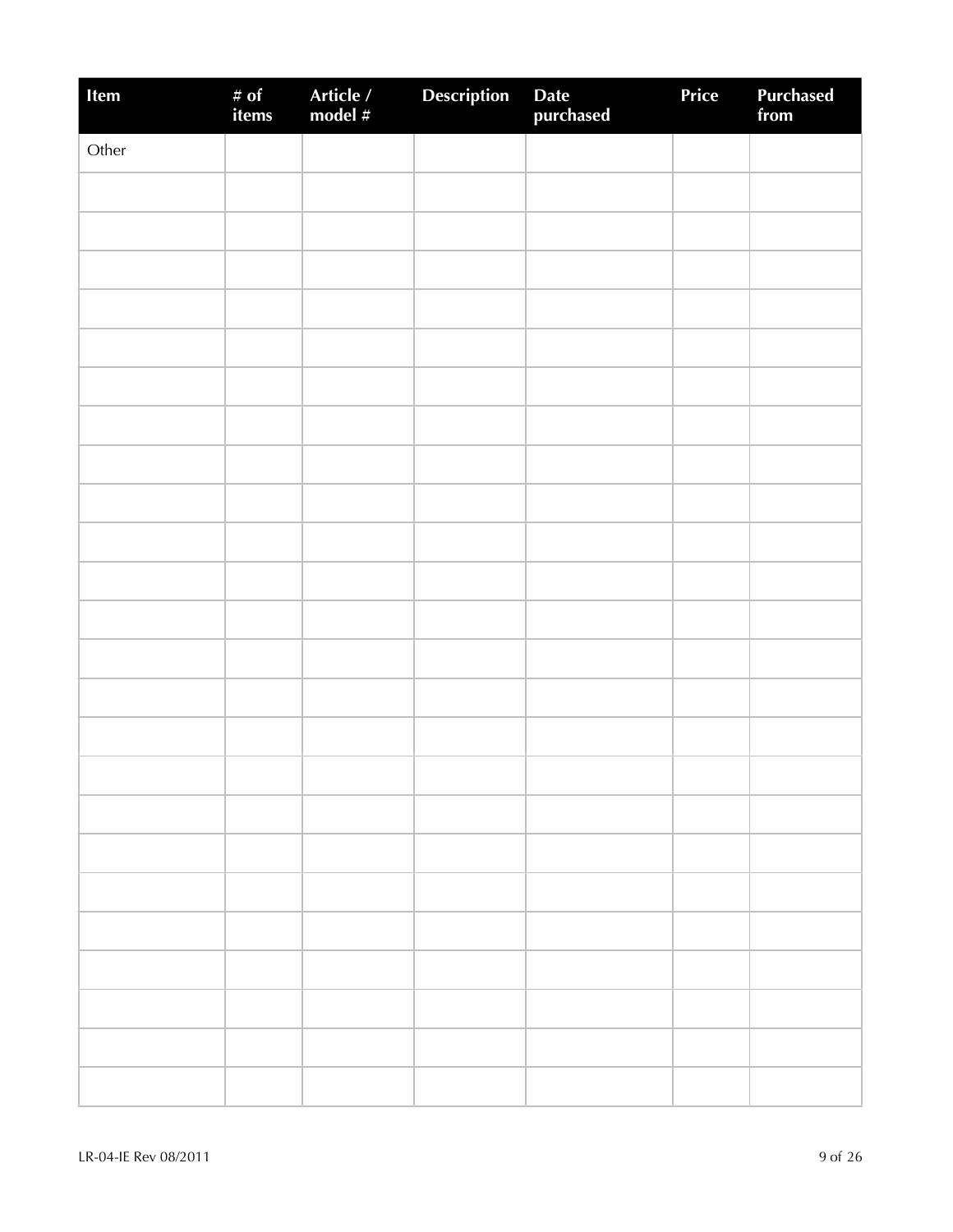| Item | # of items | Article / model # | Description | Date purchased | Price | Purchased from |
| --- | --- | --- | --- | --- | --- | --- |
| Other | | | | | | |
| | | | | | | |
| | | | | | | |
| | | | | | | |
| | | | | | | |
| | | | | | | |
| | | | | | | |
| | | | | | | |
| | | | | | | |
| | | | | | | |
| | | | | | | |
| | | | | | | |
| | | | | | | |
| | | | | | | |
| | | | | | | |
| | | | | | | |
| | | | | | | |
| | | | | | | |
| | | | | | | |
| | | | | | | |
| | | | | | | |
| | | | | | | |
| | | | | | | |
| | | | | | | |
| | | | | | | |

LR-04-IE Rev 08/2011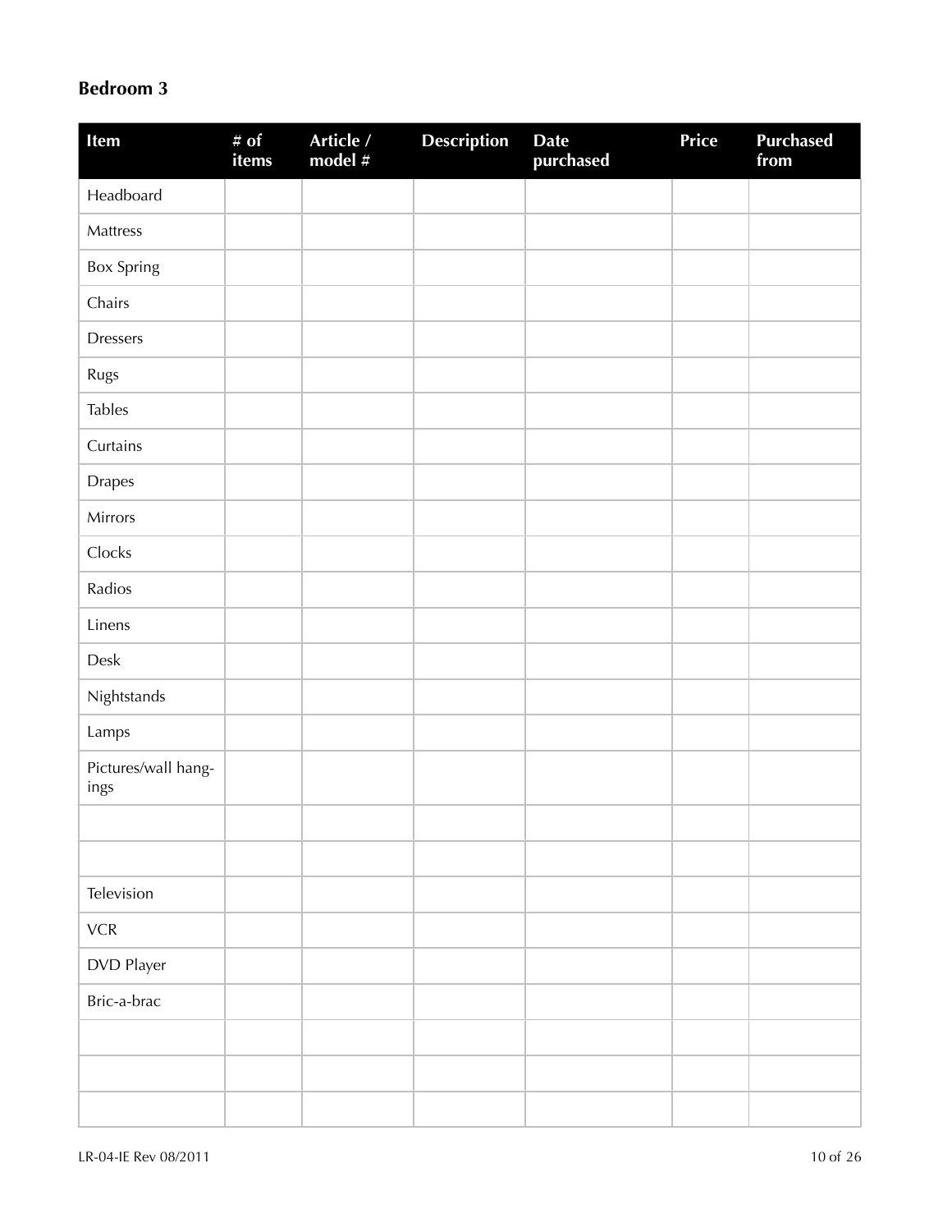## Bedroom 3

| Item | # of items | Article / model # | Description | Date purchased | Price | Purchased from |
|---|---|---|---|---|---|---|
| Headboard | | | | | | |
| Mattress | | | | | | |
| Box Spring | | | | | | |
| Chairs | | | | | | |
| Dressers | | | | | | |
| Rugs | | | | | | |
| Tables | | | | | | |
| Curtains | | | | | | |
| Drapes | | | | | | |
| Mirrors | | | | | | |
| Clocks | | | | | | |
| Radios | | | | | | |
| Linens | | | | | | |
| Desk | | | | | | |
| Nightstands | | | | | | |
| Lamps | | | | | | |
| Pictures/wall hangings | | | | | | |
| | | | | | | |
| | | | | | | |
| Television | | | | | | |
| VCR | | | | | | |
| DVD Player | | | | | | |
| Bric-a-brac | | | | | | |
| | | | | | | |
| | | | | | | |
| | | | | | | |

LR-04-IE Rev 08/2011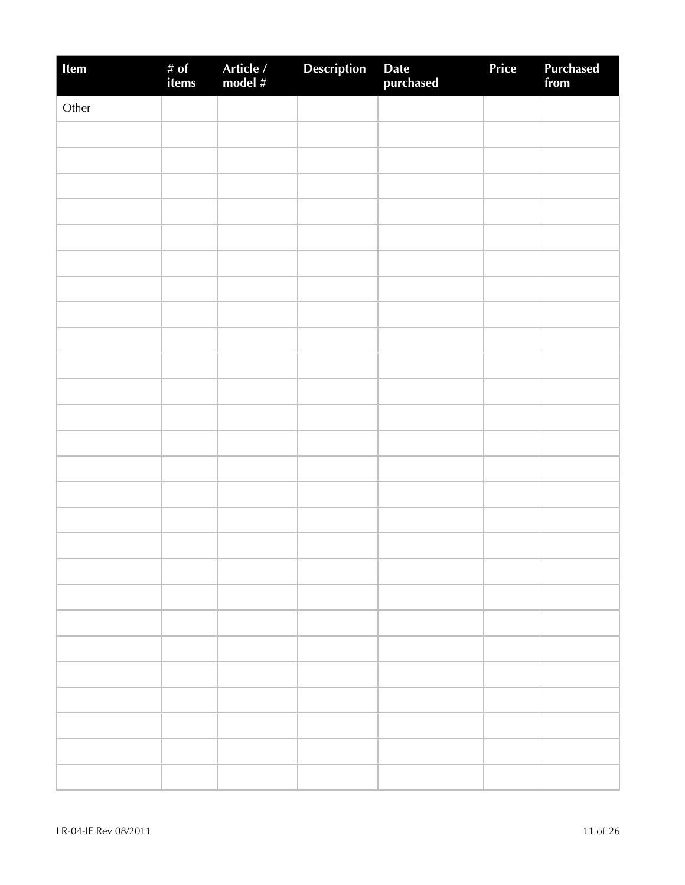| Item | # of items | Article / model # | Description | Date purchased | Price | Purchased from |
| --- | --- | --- | --- | --- | --- | --- |
| Other | | | | | | |
| | | | | | | |
| | | | | | | |
| | | | | | | |
| | | | | | | |
| | | | | | | |
| | | | | | | |
| | | | | | | |
| | | | | | | |
| | | | | | | |
| | | | | | | |
| | | | | | | |
| | | | | | | |
| | | | | | | |
| | | | | | | |
| | | | | | | |
| | | | | | | |
| | | | | | | |
| | | | | | | |
| | | | | | | |
| | | | | | | |
| | | | | | | |
| | | | | | | |
| | | | | | | |
| | | | | | | |
| | | | | | | |
| | | | | | | |
| | | | | | | |

LR-04-IE Rev 08/2011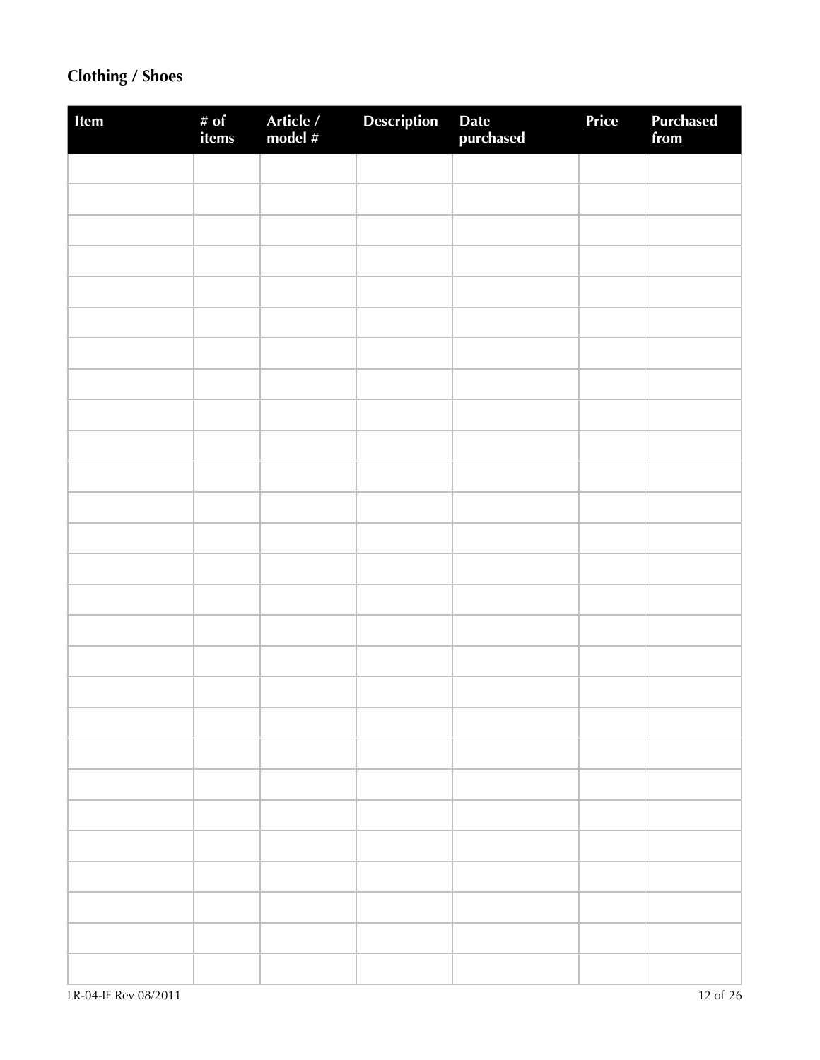## Clothing / Shoes

| Item | # of items | Article / model # | Description | Date purchased | Price | Purchased from |
|---|---|---|---|---|---|---|
| | | | | | | |
| | | | | | | |
| | | | | | | |
| | | | | | | |
| | | | | | | |
| | | | | | | |
| | | | | | | |
| | | | | | | |
| | | | | | | |
| | | | | | | |
| | | | | | | |
| | | | | | | |
| | | | | | | |
| | | | | | | |
| | | | | | | |
| | | | | | | |
| | | | | | | |
| | | | | | | |
| | | | | | | |
| | | | | | | |
| | | | | | | |
| | | | | | | |
| | | | | | | |
| | | | | | | |
| | | | | | | |
| | | | | | | |
| | | | | | | |
| | | | | | | |

LR-04-IE Rev 08/2011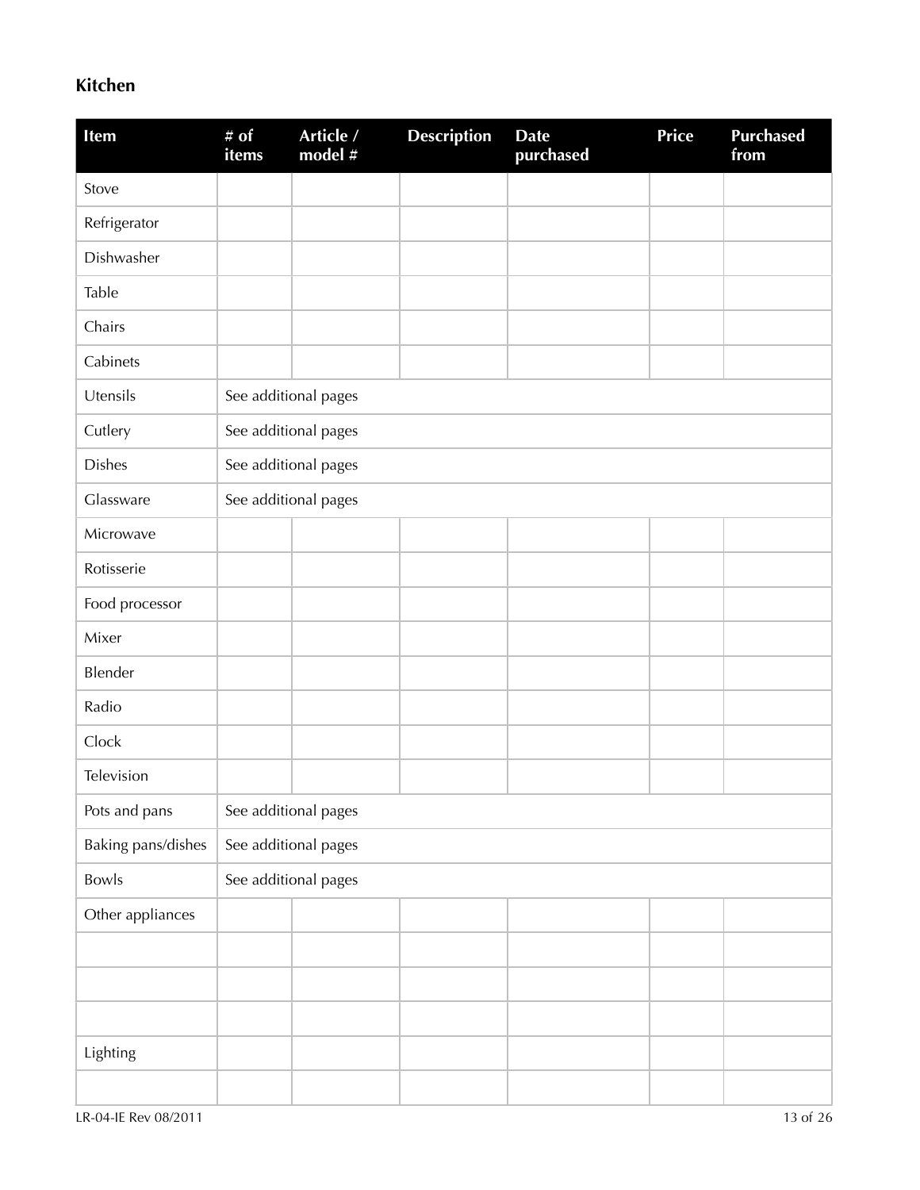## Kitchen

| Item | # of items | Article / model # | Description | Date purchased | Price | Purchased from |
|---|---|---|---|---|---|---|
| Stove | | | | | | |
| Refrigerator | | | | | | |
| Dishwasher | | | | | | |
| Table | | | | | | |
| Chairs | | | | | | |
| Cabinets | | | | | | |
| Utensils | See additional pages | | | | | |
| Cutlery | See additional pages | | | | | |
| Dishes | See additional pages | | | | | |
| Glassware | See additional pages | | | | | |
| Microwave | | | | | | |
| Rotisserie | | | | | | |
| Food processor | | | | | | |
| Mixer | | | | | | |
| Blender | | | | | | |
| Radio | | | | | | |
| Clock | | | | | | |
| Television | | | | | | |
| Pots and pans | See additional pages | | | | | |
| Baking pans/dishes | See additional pages | | | | | |
| Bowls | See additional pages | | | | | |
| Other appliances | | | | | | |
| | | | | | | |
| | | | | | | |
| | | | | | | |
| Lighting | | | | | | |
| | | | | | | |

LR-04-IE Rev 08/2011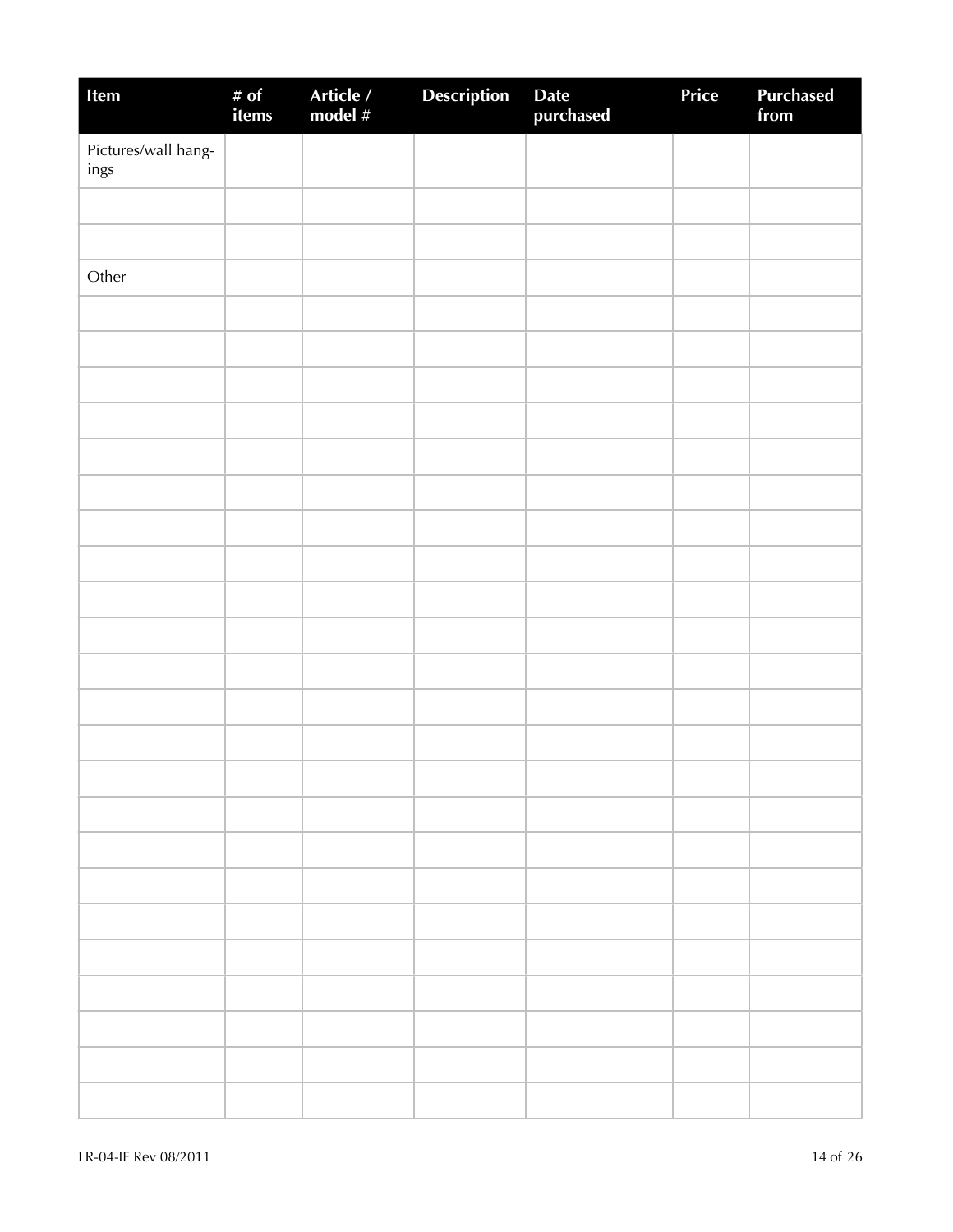| Item | # of items | Article / model # | Description | Date purchased | Price | Purchased from |
|---|---|---|---|---|---|---|
| Pictures/wall hangings | | | | | | |
| | | | | | | |
| | | | | | | |
| Other | | | | | | |
| | | | | | | |
| | | | | | | |
| | | | | | | |
| | | | | | | |
| | | | | | | |
| | | | | | | |
| | | | | | | |
| | | | | | | |
| | | | | | | |
| | | | | | | |
| | | | | | | |
| | | | | | | |
| | | | | | | |
| | | | | | | |
| | | | | | | |
| | | | | | | |
| | | | | | | |
| | | | | | | |
| | | | | | | |
| | | | | | | |
| | | | | | | |
| | | | | | | |
| | | | | | | |

LR-04-IE Rev 08/2011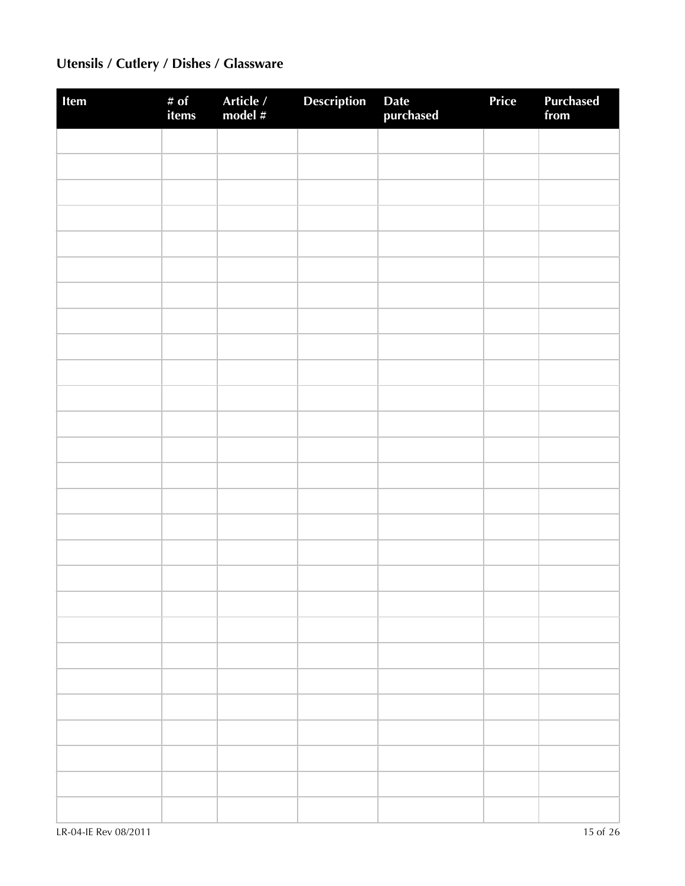## Utensils / Cutlery / Dishes / Glassware

| Item | # of items | Article / model # | Description | Date purchased | Price | Purchased from |
|---|---|---|---|---|---|---|
| | | | | | | |
| | | | | | | |
| | | | | | | |
| | | | | | | |
| | | | | | | |
| | | | | | | |
| | | | | | | |
| | | | | | | |
| | | | | | | |
| | | | | | | |
| | | | | | | |
| | | | | | | |
| | | | | | | |
| | | | | | | |
| | | | | | | |
| | | | | | | |
| | | | | | | |
| | | | | | | |
| | | | | | | |
| | | | | | | |
| | | | | | | |
| | | | | | | |
| | | | | | | |
| | | | | | | |
| | | | | | | |
| | | | | | | |
| | | | | | | |

LR-04-IE Rev 08/2011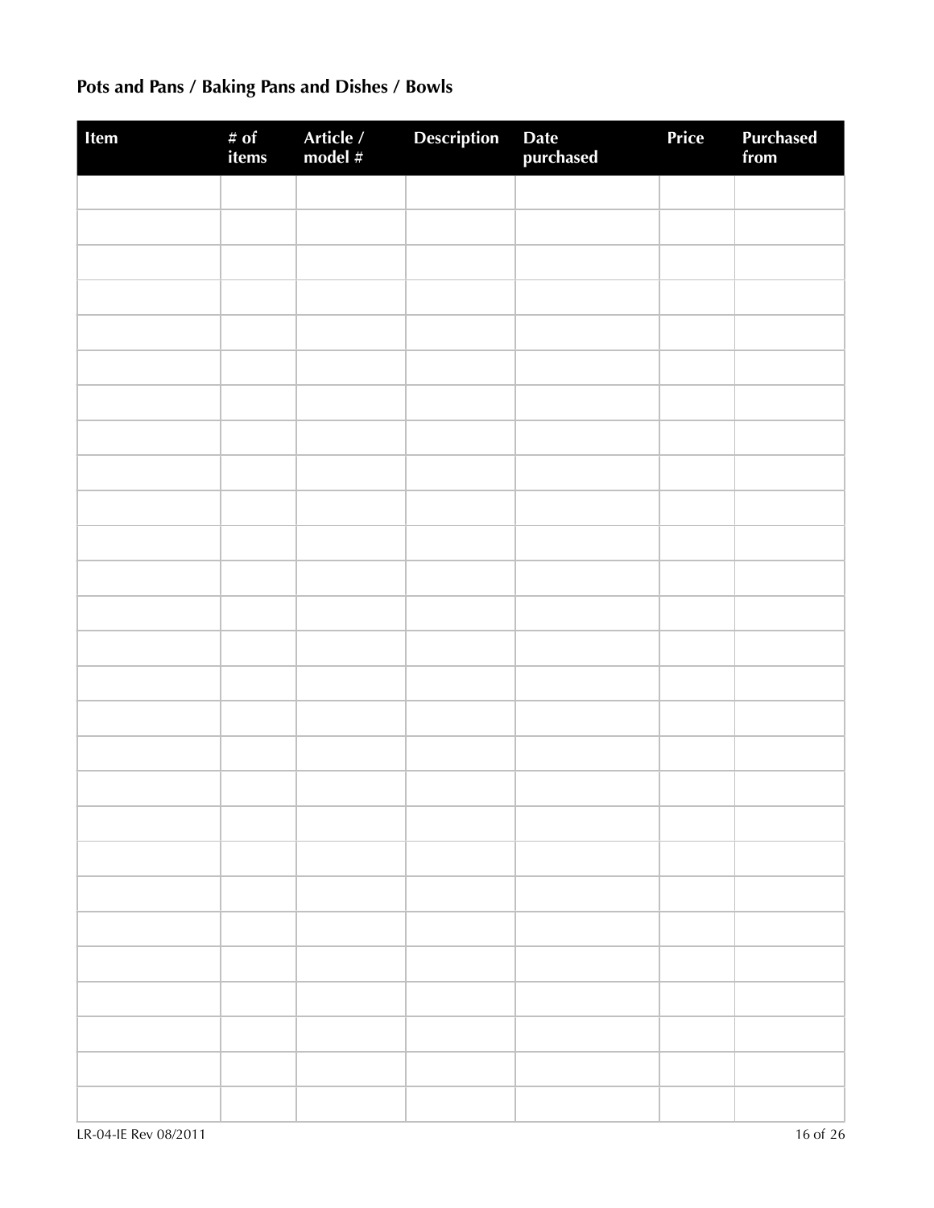## Pots and Pans / Baking Pans and Dishes / Bowls

| Item | # of items | Article / model # | Description | Date purchased | Price | Purchased from |
|---|---|---|---|---|---|---|
| | | | | | | |
| | | | | | | |
| | | | | | | |
| | | | | | | |
| | | | | | | |
| | | | | | | |
| | | | | | | |
| | | | | | | |
| | | | | | | |
| | | | | | | |
| | | | | | | |
| | | | | | | |
| | | | | | | |
| | | | | | | |
| | | | | | | |
| | | | | | | |
| | | | | | | |
| | | | | | | |
| | | | | | | |
| | | | | | | |
| | | | | | | |
| | | | | | | |
| | | | | | | |
| | | | | | | |
| | | | | | | |
| | | | | | | |
| | | | | | | |

LR-04-IE Rev 08/2011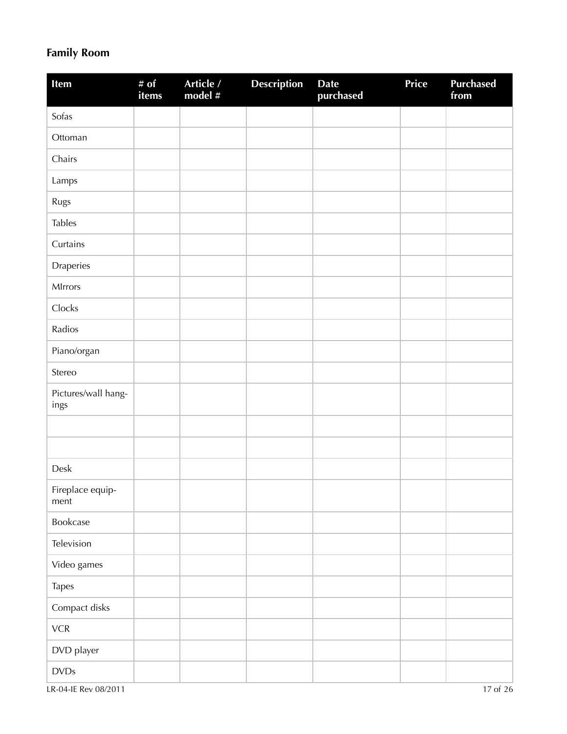## Family Room

| Item | # of items | Article / model # | Description | Date purchased | Price | Purchased from |
|---|---|---|---|---|---|---|
| Sofas | | | | | | |
| Ottoman | | | | | | |
| Chairs | | | | | | |
| Lamps | | | | | | |
| Rugs | | | | | | |
| Tables | | | | | | |
| Curtains | | | | | | |
| Draperies | | | | | | |
| MIrrors | | | | | | |
| Clocks | | | | | | |
| Radios | | | | | | |
| Piano/organ | | | | | | |
| Stereo | | | | | | |
| Pictures/wall hang-ings | | | | | | |
| | | | | | | |
| | | | | | | |
| Desk | | | | | | |
| Fireplace equip-ment | | | | | | |
| Bookcase | | | | | | |
| Television | | | | | | |
| Video games | | | | | | |
| Tapes | | | | | | |
| Compact disks | | | | | | |
| VCR | | | | | | |
| DVD player | | | | | | |
| DVDs | | | | | | |

LR-04-IE Rev 08/2011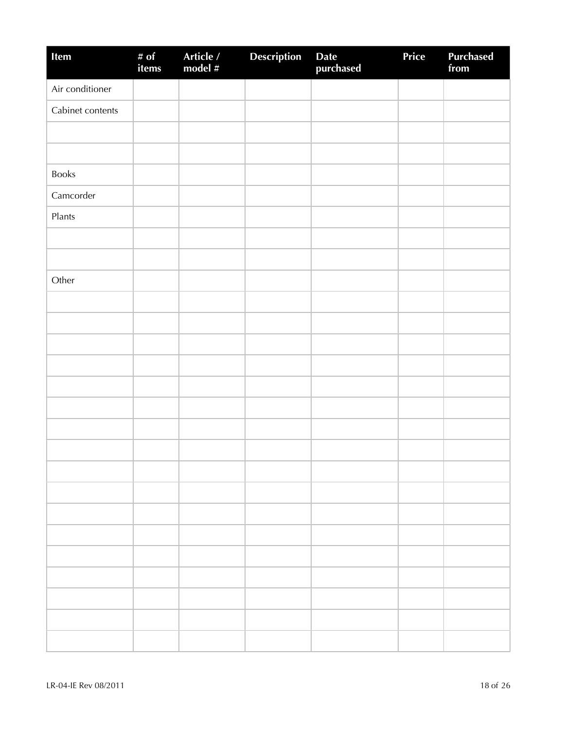| Item | # of items | Article / model # | Description | Date purchased | Price | Purchased from |
|---|---|---|---|---|---|---|
| Air conditioner | | | | | | |
| Cabinet contents | | | | | | |
| | | | | | | |
| | | | | | | |
| Books | | | | | | |
| Camcorder | | | | | | |
| Plants | | | | | | |
| | | | | | | |
| | | | | | | |
| Other | | | | | | |
| | | | | | | |
| | | | | | | |
| | | | | | | |
| | | | | | | |
| | | | | | | |
| | | | | | | |
| | | | | | | |
| | | | | | | |
| | | | | | | |
| | | | | | | |
| | | | | | | |
| | | | | | | |
| | | | | | | |
| | | | | | | |
| | | | | | | |
| | | | | | | |
| | | | | | | |

LR-04-IE Rev 08/2011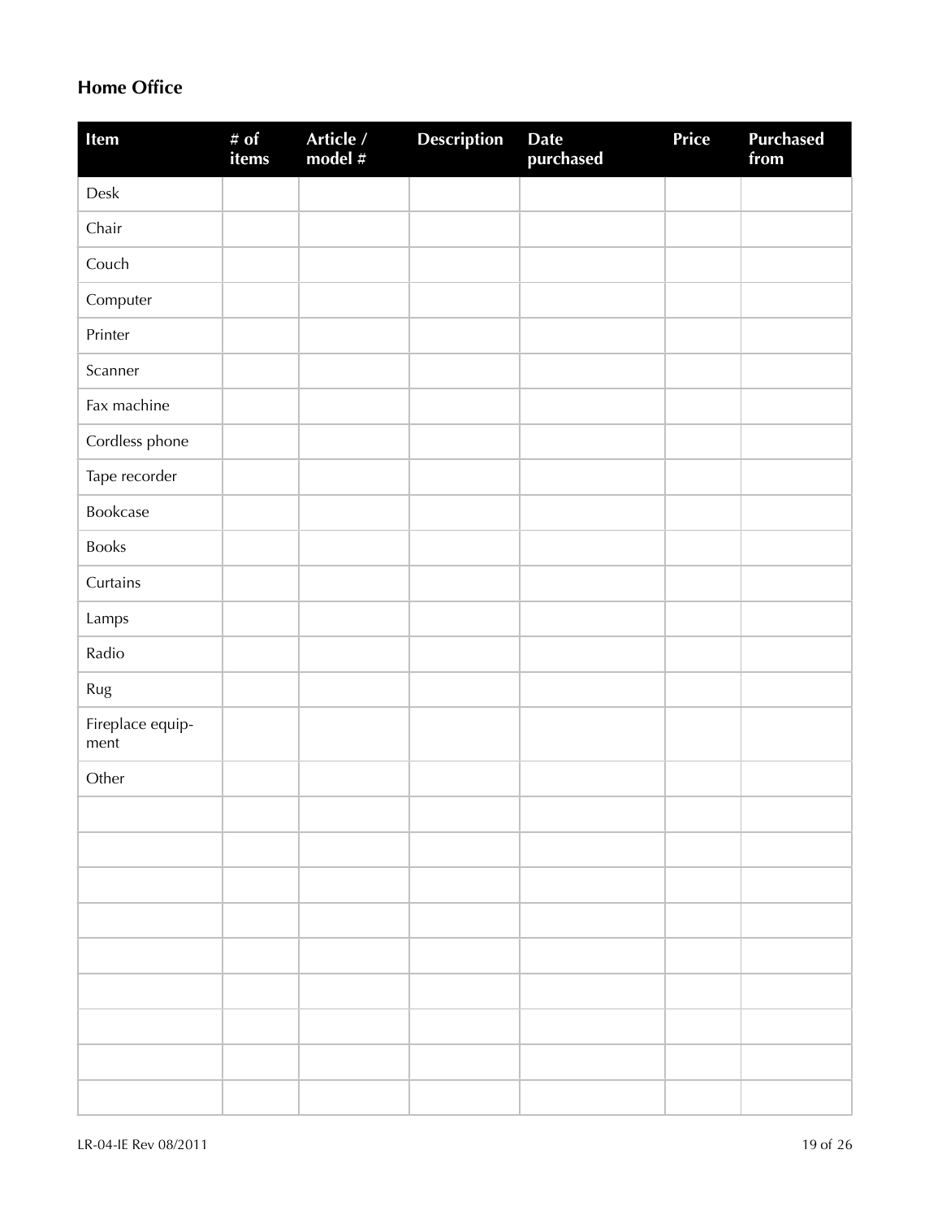## Home Office

| Item | # of items | Article / model # | Description | Date purchased | Price | Purchased from |
|---|---|---|---|---|---|---|
| Desk | | | | | | |
| Chair | | | | | | |
| Couch | | | | | | |
| Computer | | | | | | |
| Printer | | | | | | |
| Scanner | | | | | | |
| Fax machine | | | | | | |
| Cordless phone | | | | | | |
| Tape recorder | | | | | | |
| Bookcase | | | | | | |
| Books | | | | | | |
| Curtains | | | | | | |
| Lamps | | | | | | |
| Radio | | | | | | |
| Rug | | | | | | |
| Fireplace equipment | | | | | | |
| Other | | | | | | |
| | | | | | | |
| | | | | | | |
| | | | | | | |
| | | | | | | |
| | | | | | | |
| | | | | | | |
| | | | | | | |
| | | | | | | |
| | | | | | | |

LR-04-IE Rev 08/2011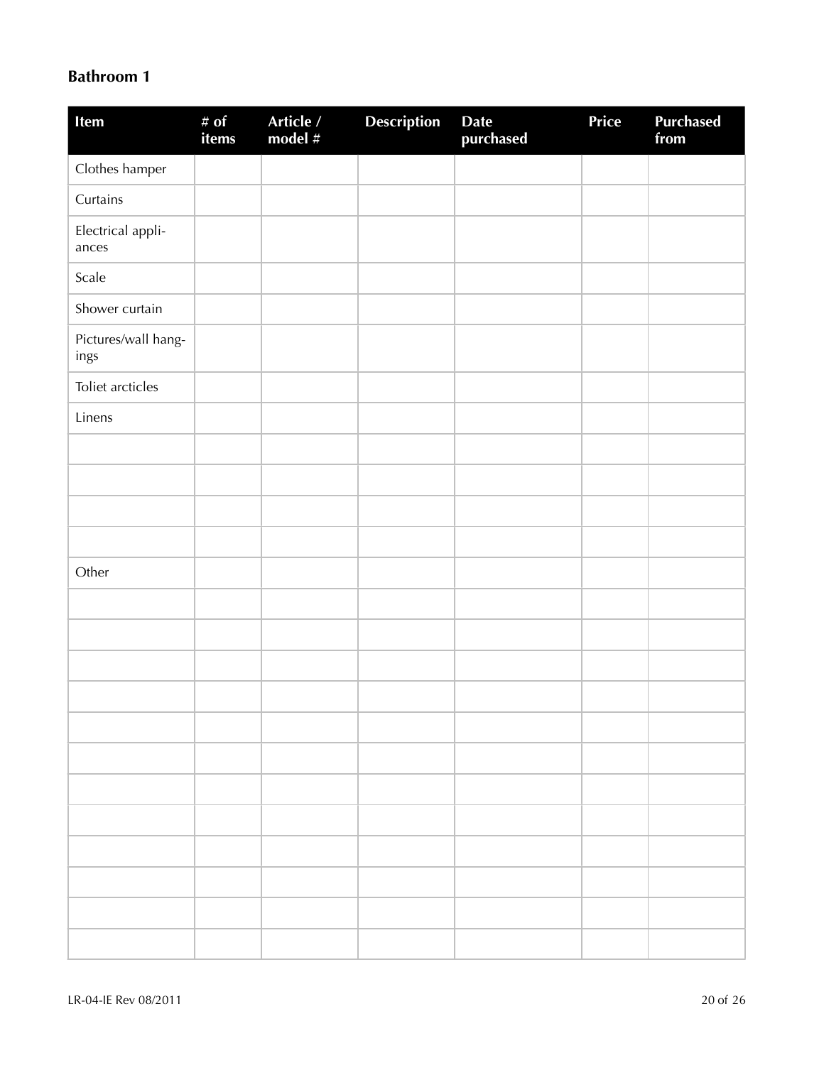## Bathroom 1

| Item | # of items | Article / model # | Description | Date purchased | Price | Purchased from |
|---|---|---|---|---|---|---|
| Clothes hamper | | | | | | |
| Curtains | | | | | | |
| Electrical appliances | | | | | | |
| Scale | | | | | | |
| Shower curtain | | | | | | |
| Pictures/wall hangings | | | | | | |
| Toliet arcticles | | | | | | |
| Linens | | | | | | |
| | | | | | | |
| | | | | | | |
| | | | | | | |
| | | | | | | |
| Other | | | | | | |
| | | | | | | |
| | | | | | | |
| | | | | | | |
| | | | | | | |
| | | | | | | |
| | | | | | | |
| | | | | | | |
| | | | | | | |
| | | | | | | |
| | | | | | | |
| | | | | | | |
| | | | | | | |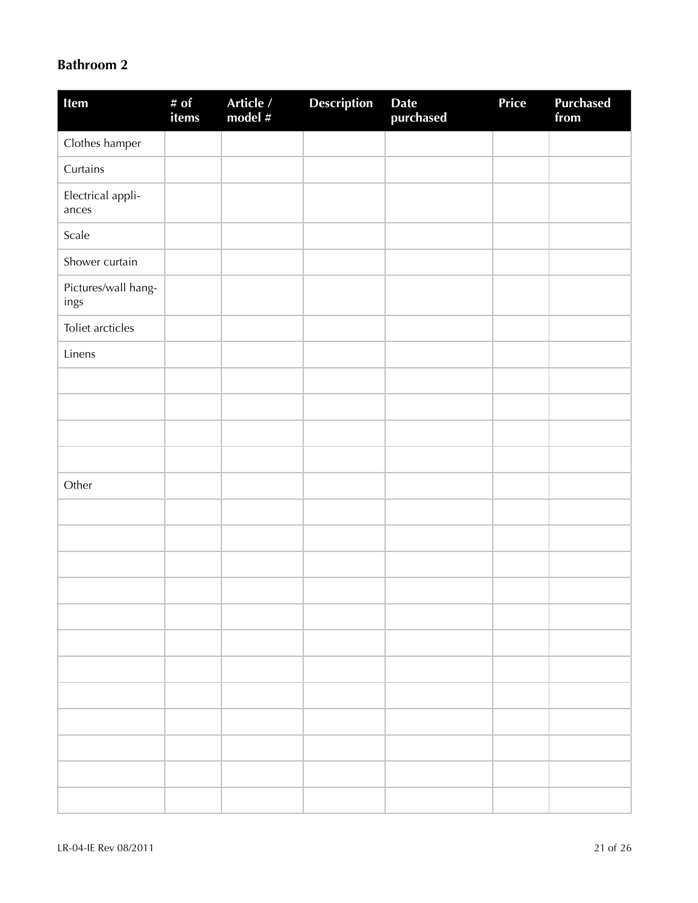## Bathroom 2

| Item | # of items | Article / model # | Description | Date purchased | Price | Purchased from |
|---|---|---|---|---|---|---|
| Clothes hamper | | | | | | |
| Curtains | | | | | | |
| Electrical appliances | | | | | | |
| Scale | | | | | | |
| Shower curtain | | | | | | |
| Pictures/wall hangings | | | | | | |
| Toliet arcticles | | | | | | |
| Linens | | | | | | |
| | | | | | | |
| | | | | | | |
| | | | | | | |
| | | | | | | |
| Other | | | | | | |
| | | | | | | |
| | | | | | | |
| | | | | | | |
| | | | | | | |
| | | | | | | |
| | | | | | | |
| | | | | | | |
| | | | | | | |
| | | | | | | |
| | | | | | | |
| | | | | | | |
| | | | | | | |

LR-04-IE Rev 08/2011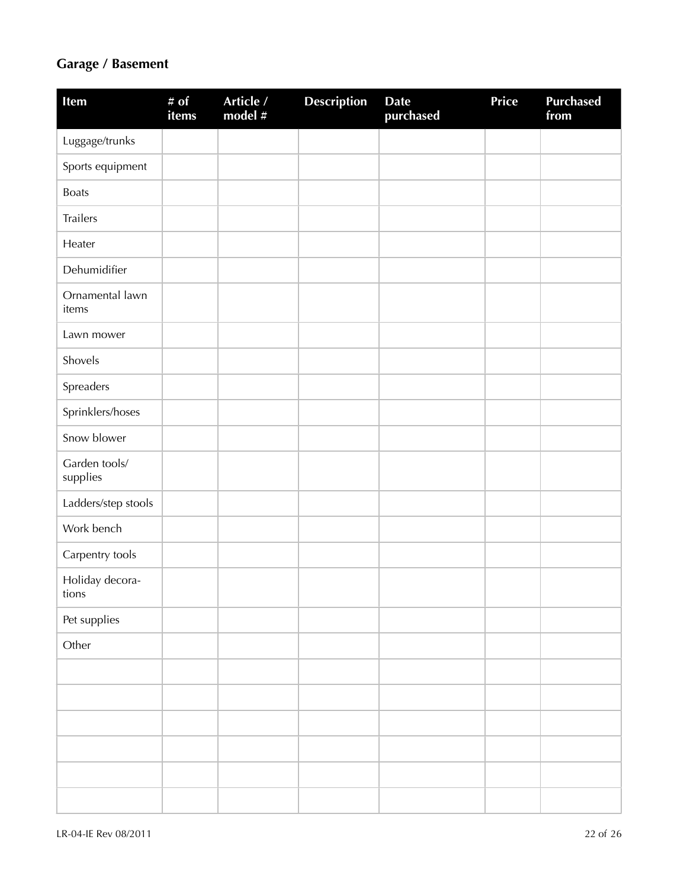## Garage / Basement

| Item | # of items | Article / model # | Description | Date purchased | Price | Purchased from |
|---|---|---|---|---|---|---|
| Luggage/trunks | | | | | | |
| Sports equipment | | | | | | |
| Boats | | | | | | |
| Trailers | | | | | | |
| Heater | | | | | | |
| Dehumidifier | | | | | | |
| Ornamental lawn items | | | | | | |
| Lawn mower | | | | | | |
| Shovels | | | | | | |
| Spreaders | | | | | | |
| Sprinklers/hoses | | | | | | |
| Snow blower | | | | | | |
| Garden tools/ supplies | | | | | | |
| Ladders/step stools | | | | | | |
| Work bench | | | | | | |
| Carpentry tools | | | | | | |
| Holiday decorations | | | | | | |
| Pet supplies | | | | | | |
| Other | | | | | | |
| | | | | | | |
| | | | | | | |
| | | | | | | |
| | | | | | | |
| | | | | | | |
| | | | | | | |

LR-04-IE Rev 08/2011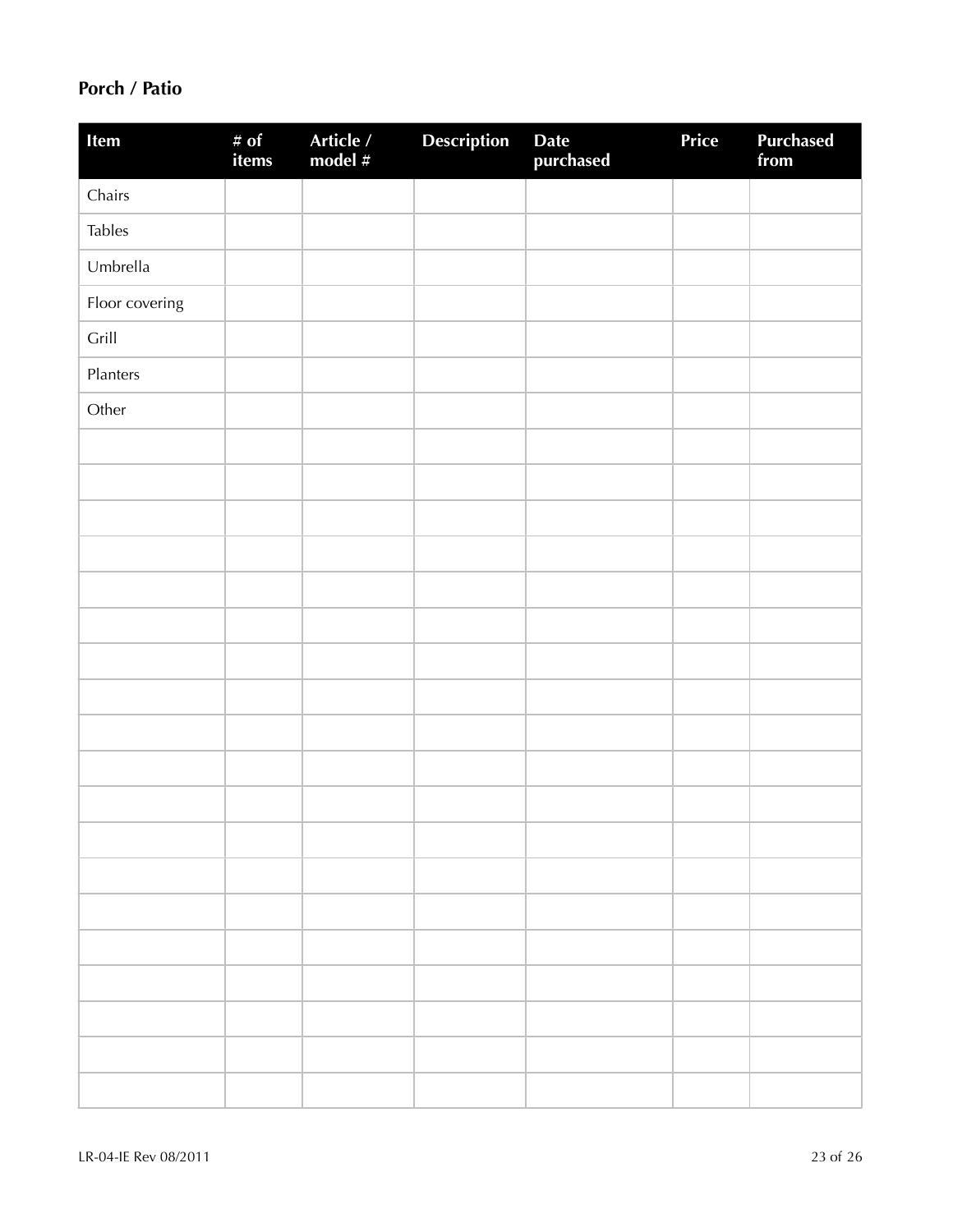## Porch / Patio

| Item | # of items | Article / model # | Description | Date purchased | Price | Purchased from |
|---|---|---|---|---|---|---|
| Chairs | | | | | | |
| Tables | | | | | | |
| Umbrella | | | | | | |
| Floor covering | | | | | | |
| Grill | | | | | | |
| Planters | | | | | | |
| Other | | | | | | |
| | | | | | | |
| | | | | | | |
| | | | | | | |
| | | | | | | |
| | | | | | | |
| | | | | | | |
| | | | | | | |
| | | | | | | |
| | | | | | | |
| | | | | | | |
| | | | | | | |
| | | | | | | |
| | | | | | | |
| | | | | | | |
| | | | | | | |
| | | | | | | |
| | | | | | | |
| | | | | | | |
| | | | | | | |

LR-04-IE Rev 08/2011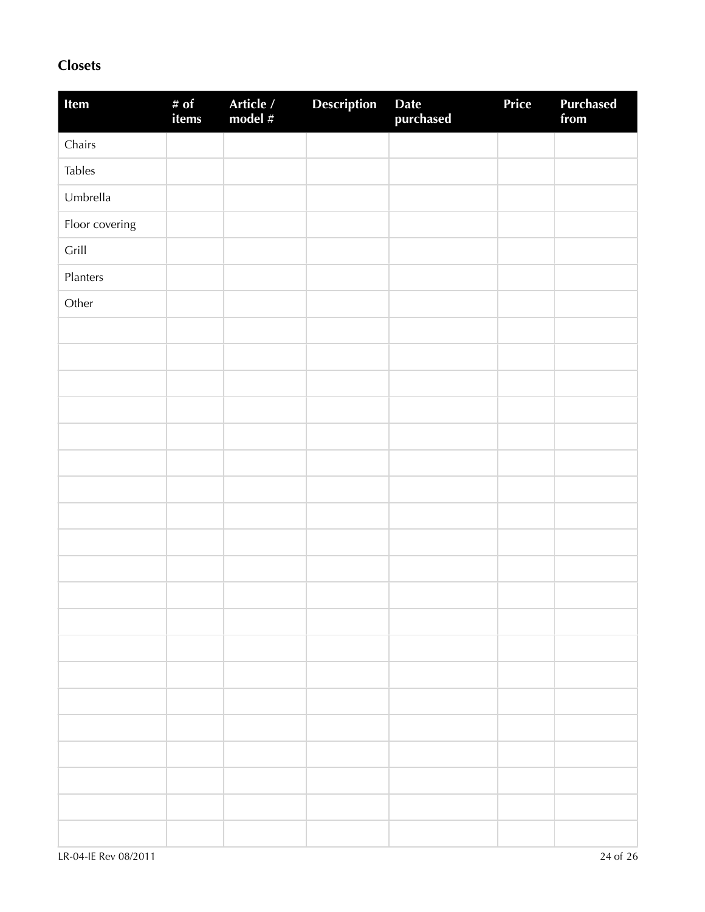## Closets

| Item | # of items | Article / model # | Description | Date purchased | Price | Purchased from |
|---|---|---|---|---|---|---|
| Chairs | | | | | | |
| Tables | | | | | | |
| Umbrella | | | | | | |
| Floor covering | | | | | | |
| Grill | | | | | | |
| Planters | | | | | | |
| Other | | | | | | |
| | | | | | | |
| | | | | | | |
| | | | | | | |
| | | | | | | |
| | | | | | | |
| | | | | | | |
| | | | | | | |
| | | | | | | |
| | | | | | | |
| | | | | | | |
| | | | | | | |
| | | | | | | |
| | | | | | | |
| | | | | | | |
| | | | | | | |
| | | | | | | |
| | | | | | | |
| | | | | | | |
| | | | | | | |
| | | | | | | |

LR-04-IE Rev 08/2011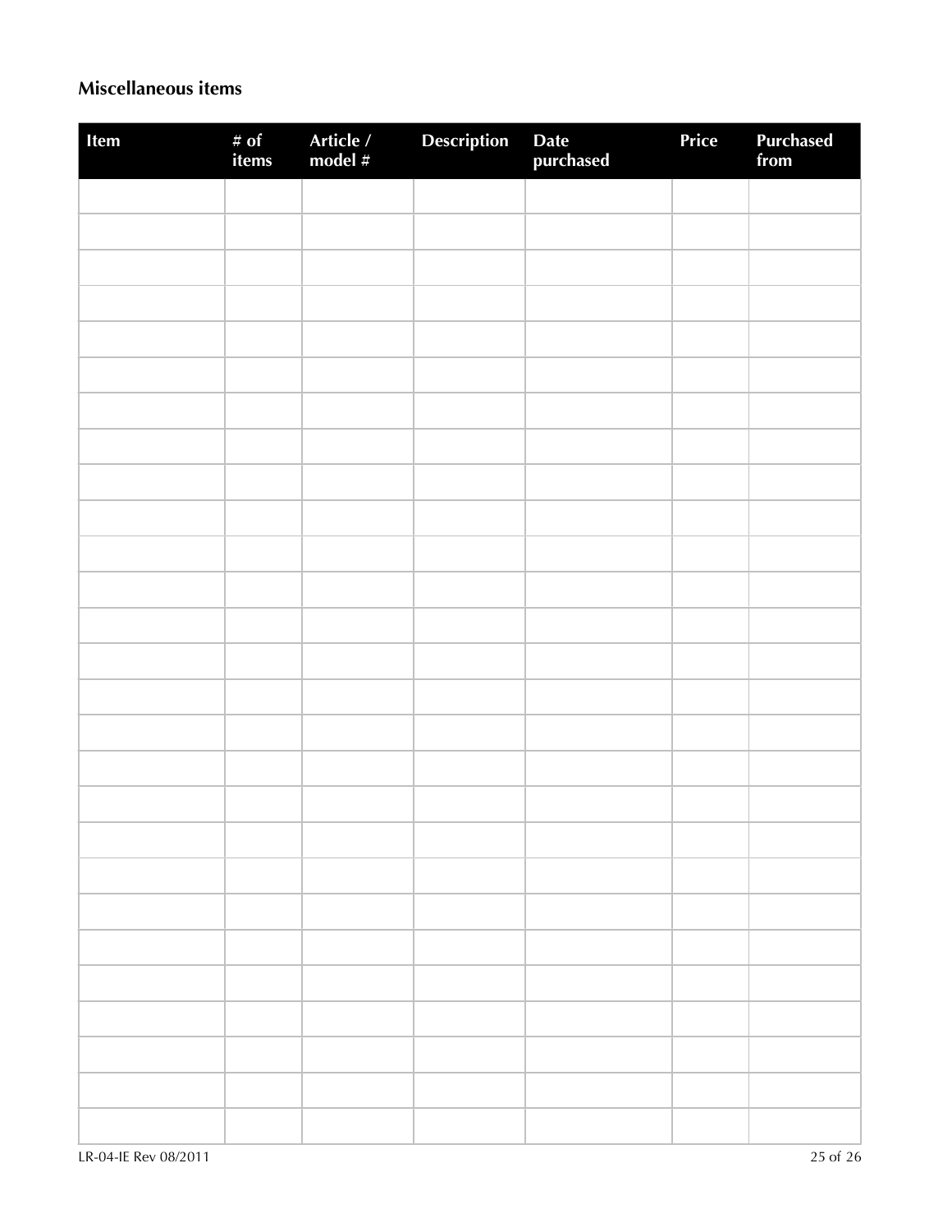## Miscellaneous items

| Item | # of items | Article / model # | Description | Date purchased | Price | Purchased from |
|---|---|---|---|---|---|---|
| | | | | | | |
| | | | | | | |
| | | | | | | |
| | | | | | | |
| | | | | | | |
| | | | | | | |
| | | | | | | |
| | | | | | | |
| | | | | | | |
| | | | | | | |
| | | | | | | |
| | | | | | | |
| | | | | | | |
| | | | | | | |
| | | | | | | |
| | | | | | | |
| | | | | | | |
| | | | | | | |
| | | | | | | |
| | | | | | | |
| | | | | | | |
| | | | | | | |
| | | | | | | |
| | | | | | | |
| | | | | | | |
| | | | | | | |
| | | | | | | |

LR-04-IE Rev 08/2011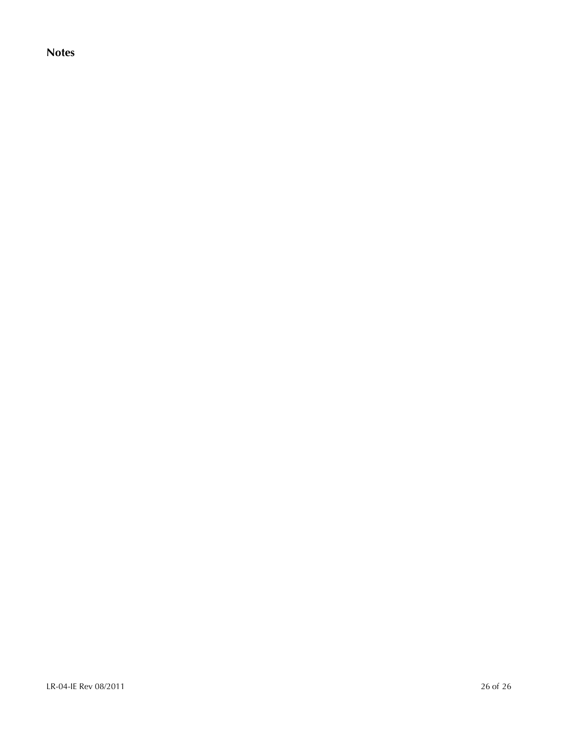**Notes**